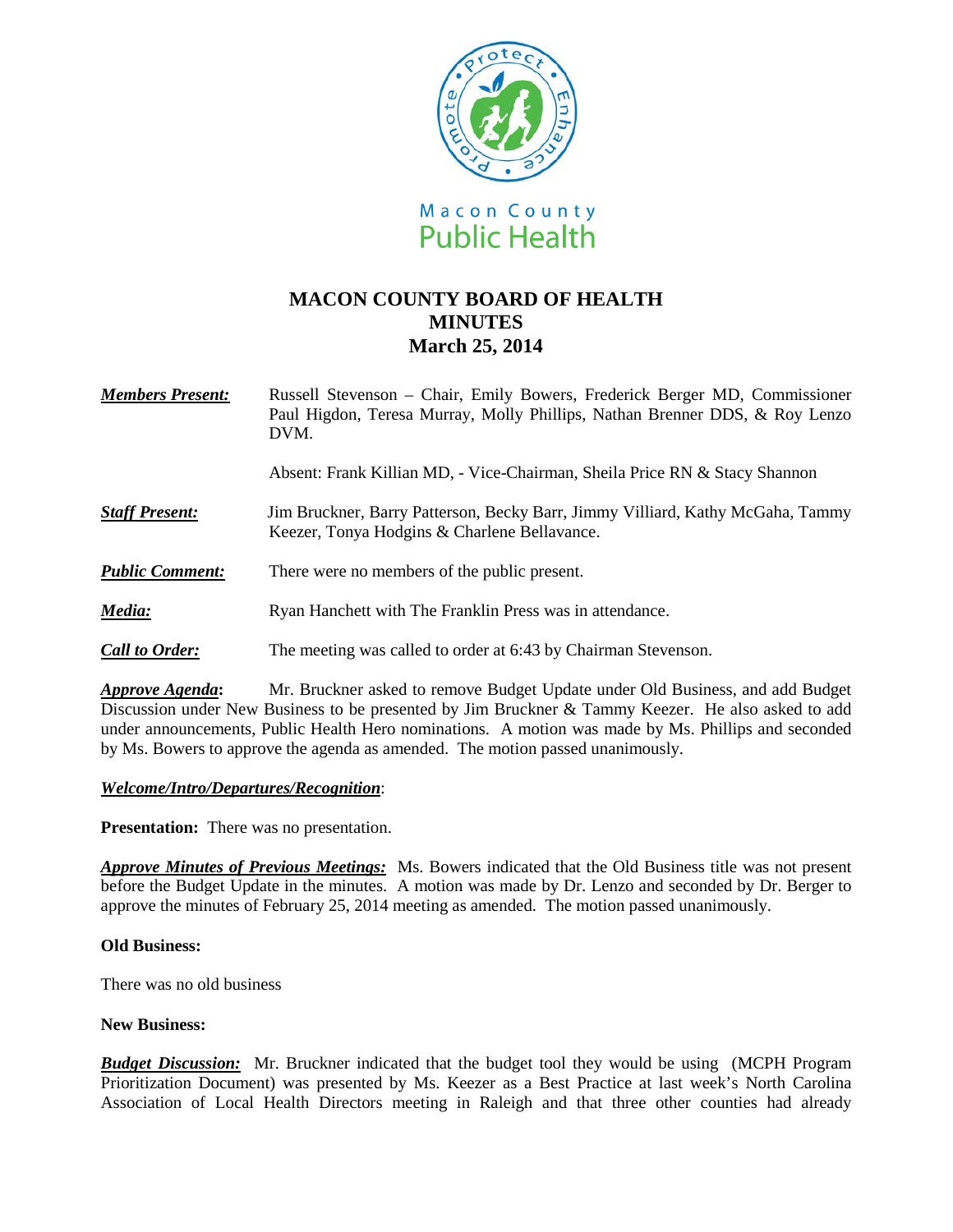Macon County
Public Health

# MACON COUNTY BOARD OF HEALTH
# MINUTES
# March 25, 2014

***Members Present:*** Russell Stevenson – Chair, Emily Bowers, Frederick Berger MD, Commissioner Paul Higdon, Teresa Murray, Molly Phillips, Nathan Brenner DDS, & Roy Lenzo DVM.

Absent: Frank Killian MD, - Vice-Chairman, Sheila Price RN & Stacy Shannon

***Staff Present:*** Jim Bruckner, Barry Patterson, Becky Barr, Jimmy Villiard, Kathy McGaha, Tammy Keezer, Tonya Hodgins & Charlene Bellavance.

***Public Comment:*** There were no members of the public present.

***Media:*** Ryan Hanchett with The Franklin Press was in attendance.

***Call to Order:*** The meeting was called to order at 6:43 by Chairman Stevenson.

***Approve Agenda*:** Mr. Bruckner asked to remove Budget Update under Old Business, and add Budget Discussion under New Business to be presented by Jim Bruckner & Tammy Keezer. He also asked to add under announcements, Public Health Hero nominations. A motion was made by Ms. Phillips and seconded by Ms. Bowers to approve the agenda as amended. The motion passed unanimously.

***Welcome/Intro/Departures/Recognition***:

**Presentation:** There was no presentation.

***Approve Minutes of Previous Meetings:*** Ms. Bowers indicated that the Old Business title was not present before the Budget Update in the minutes. A motion was made by Dr. Lenzo and seconded by Dr. Berger to approve the minutes of February 25, 2014 meeting as amended. The motion passed unanimously.

**Old Business:**

There was no old business

**New Business:**

***Budget Discussion:*** Mr. Bruckner indicated that the budget tool they would be using (MCPH Program Prioritization Document) was presented by Ms. Keezer as a Best Practice at last week's North Carolina Association of Local Health Directors meeting in Raleigh and that three other counties had already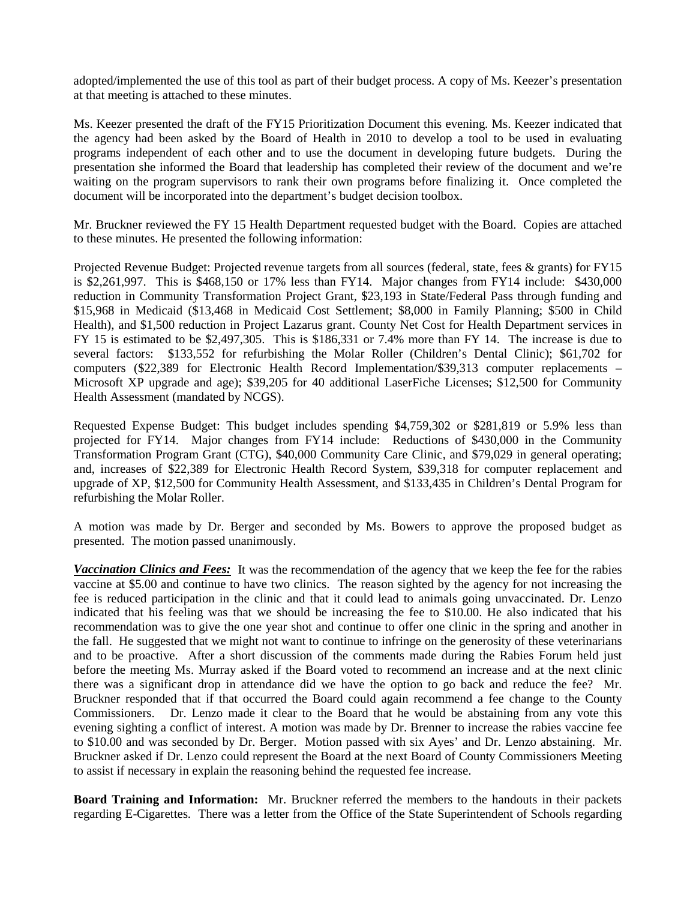adopted/implemented the use of this tool as part of their budget process. A copy of Ms. Keezer's presentation at that meeting is attached to these minutes.

Ms. Keezer presented the draft of the FY15 Prioritization Document this evening. Ms. Keezer indicated that the agency had been asked by the Board of Health in 2010 to develop a tool to be used in evaluating programs independent of each other and to use the document in developing future budgets. During the presentation she informed the Board that leadership has completed their review of the document and we're waiting on the program supervisors to rank their own programs before finalizing it. Once completed the document will be incorporated into the department's budget decision toolbox.

Mr. Bruckner reviewed the FY 15 Health Department requested budget with the Board. Copies are attached to these minutes. He presented the following information:

Projected Revenue Budget: Projected revenue targets from all sources (federal, state, fees & grants) for FY15 is $2,261,997. This is $468,150 or 17% less than FY14. Major changes from FY14 include: $430,000 reduction in Community Transformation Project Grant, $23,193 in State/Federal Pass through funding and $15,968 in Medicaid ($13,468 in Medicaid Cost Settlement; $8,000 in Family Planning; $500 in Child Health), and $1,500 reduction in Project Lazarus grant. County Net Cost for Health Department services in FY 15 is estimated to be $2,497,305. This is $186,331 or 7.4% more than FY 14. The increase is due to several factors: $133,552 for refurbishing the Molar Roller (Children's Dental Clinic); $61,702 for computers ($22,389 for Electronic Health Record Implementation/$39,313 computer replacements – Microsoft XP upgrade and age); $39,205 for 40 additional LaserFiche Licenses; $12,500 for Community Health Assessment (mandated by NCGS).

Requested Expense Budget: This budget includes spending $4,759,302 or $281,819 or 5.9% less than projected for FY14. Major changes from FY14 include: Reductions of $430,000 in the Community Transformation Program Grant (CTG), $40,000 Community Care Clinic, and $79,029 in general operating; and, increases of $22,389 for Electronic Health Record System, $39,318 for computer replacement and upgrade of XP, $12,500 for Community Health Assessment, and $133,435 in Children's Dental Program for refurbishing the Molar Roller.

A motion was made by Dr. Berger and seconded by Ms. Bowers to approve the proposed budget as presented. The motion passed unanimously.

***Vaccination Clinics and Fees:*** It was the recommendation of the agency that we keep the fee for the rabies vaccine at $5.00 and continue to have two clinics. The reason sighted by the agency for not increasing the fee is reduced participation in the clinic and that it could lead to animals going unvaccinated. Dr. Lenzo indicated that his feeling was that we should be increasing the fee to $10.00. He also indicated that his recommendation was to give the one year shot and continue to offer one clinic in the spring and another in the fall. He suggested that we might not want to continue to infringe on the generosity of these veterinarians and to be proactive. After a short discussion of the comments made during the Rabies Forum held just before the meeting Ms. Murray asked if the Board voted to recommend an increase and at the next clinic there was a significant drop in attendance did we have the option to go back and reduce the fee? Mr. Bruckner responded that if that occurred the Board could again recommend a fee change to the County Commissioners. Dr. Lenzo made it clear to the Board that he would be abstaining from any vote this evening sighting a conflict of interest. A motion was made by Dr. Brenner to increase the rabies vaccine fee to $10.00 and was seconded by Dr. Berger. Motion passed with six Ayes' and Dr. Lenzo abstaining. Mr. Bruckner asked if Dr. Lenzo could represent the Board at the next Board of County Commissioners Meeting to assist if necessary in explain the reasoning behind the requested fee increase.

**Board Training and Information:** Mr. Bruckner referred the members to the handouts in their packets regarding E-Cigarettes. There was a letter from the Office of the State Superintendent of Schools regarding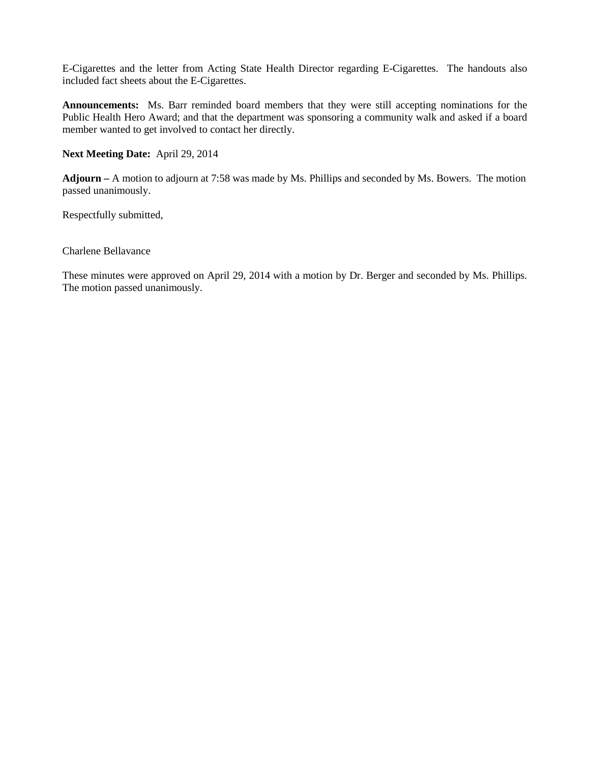E-Cigarettes and the letter from Acting State Health Director regarding E-Cigarettes. The handouts also included fact sheets about the E-Cigarettes.

**Announcements:** Ms. Barr reminded board members that they were still accepting nominations for the Public Health Hero Award; and that the department was sponsoring a community walk and asked if a board member wanted to get involved to contact her directly.

**Next Meeting Date:** April 29, 2014

**Adjourn –** A motion to adjourn at 7:58 was made by Ms. Phillips and seconded by Ms. Bowers. The motion passed unanimously.

Respectfully submitted,

Charlene Bellavance

These minutes were approved on April 29, 2014 with a motion by Dr. Berger and seconded by Ms. Phillips. The motion passed unanimously.